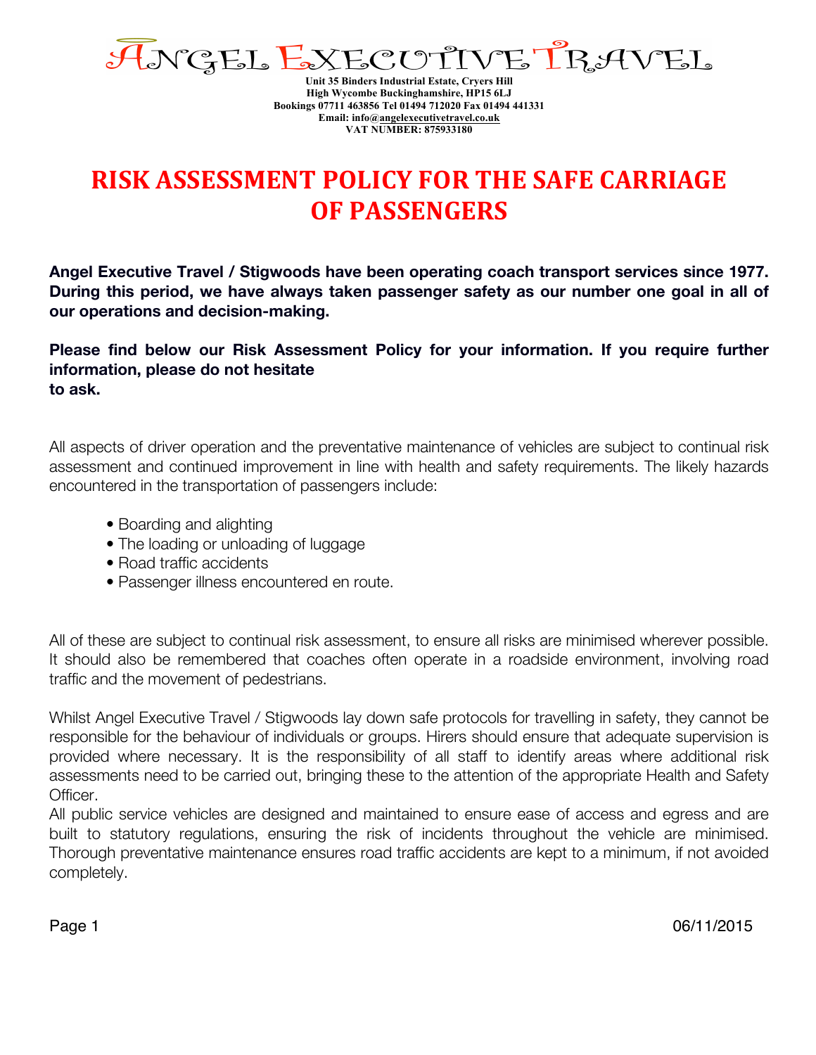# ANGEL EXECUTIVE TRAVEL

**Unit 35 Binders Industrial Estate, Cryers Hill**
**High Wycombe Buckinghamshire, HP15 6LJ**
**Bookings 07711 463856 Tel 01494 712020 Fax 01494 441331**
**Email: info@angelexecutivetravel.co.uk**
**VAT NUMBER: 875933180**

## RISK ASSESSMENT POLICY FOR THE SAFE CARRIAGE OF PASSENGERS

**Angel Executive Travel / Stigwoods have been operating coach transport services since 1977. During this period, we have always taken passenger safety as our number one goal in all of our operations and decision-making.**

**Please find below our Risk Assessment Policy for your information. If you require further information, please do not hesitate to ask.**

All aspects of driver operation and the preventative maintenance of vehicles are subject to continual risk assessment and continued improvement in line with health and safety requirements. The likely hazards encountered in the transportation of passengers include:

- Boarding and alighting
- The loading or unloading of luggage
- Road traffic accidents
- Passenger illness encountered en route.

All of these are subject to continual risk assessment, to ensure all risks are minimised wherever possible. It should also be remembered that coaches often operate in a roadside environment, involving road traffic and the movement of pedestrians.

Whilst Angel Executive Travel / Stigwoods lay down safe protocols for travelling in safety, they cannot be responsible for the behaviour of individuals or groups. Hirers should ensure that adequate supervision is provided where necessary. It is the responsibility of all staff to identify areas where additional risk assessments need to be carried out, bringing these to the attention of the appropriate Health and Safety Officer.

All public service vehicles are designed and maintained to ensure ease of access and egress and are built to statutory regulations, ensuring the risk of incidents throughout the vehicle are minimised. Thorough preventative maintenance ensures road traffic accidents are kept to a minimum, if not avoided completely.

06/11/2015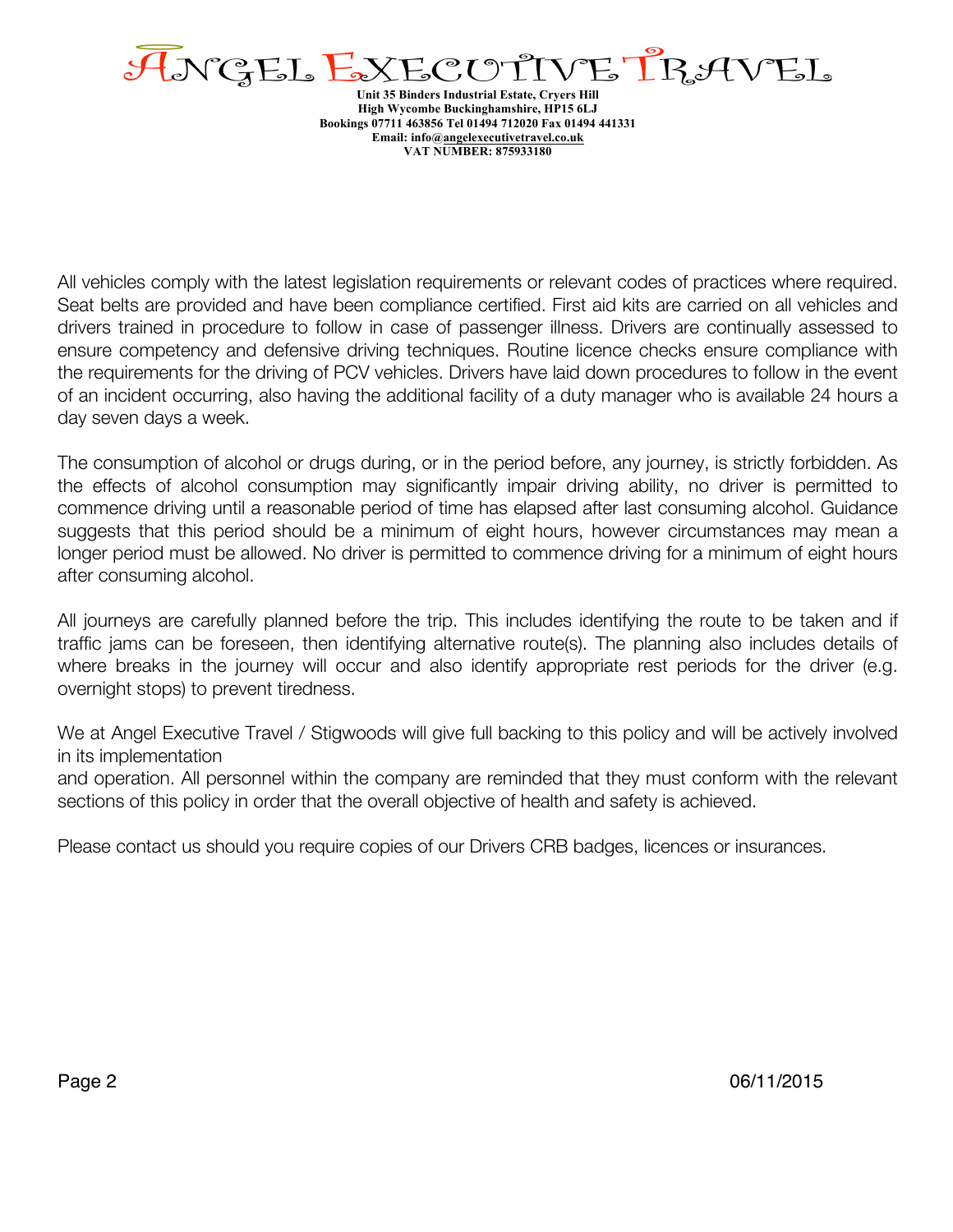# ANGEL EXECUTIVE TRAVEL

**Unit 35 Binders Industrial Estate, Cryers Hill**
**High Wycombe Buckinghamshire, HP15 6LJ**
**Bookings 07711 463856 Tel 01494 712020 Fax 01494 441331**
**Email: info@angelexecutivetravel.co.uk**
**VAT NUMBER: 875933180**

All vehicles comply with the latest legislation requirements or relevant codes of practices where required. Seat belts are provided and have been compliance certified. First aid kits are carried on all vehicles and drivers trained in procedure to follow in case of passenger illness. Drivers are continually assessed to ensure competency and defensive driving techniques. Routine licence checks ensure compliance with the requirements for the driving of PCV vehicles. Drivers have laid down procedures to follow in the event of an incident occurring, also having the additional facility of a duty manager who is available 24 hours a day seven days a week.

The consumption of alcohol or drugs during, or in the period before, any journey, is strictly forbidden. As the effects of alcohol consumption may significantly impair driving ability, no driver is permitted to commence driving until a reasonable period of time has elapsed after last consuming alcohol. Guidance suggests that this period should be a minimum of eight hours, however circumstances may mean a longer period must be allowed. No driver is permitted to commence driving for a minimum of eight hours after consuming alcohol.

All journeys are carefully planned before the trip. This includes identifying the route to be taken and if traffic jams can be foreseen, then identifying alternative route(s). The planning also includes details of where breaks in the journey will occur and also identify appropriate rest periods for the driver (e.g. overnight stops) to prevent tiredness.

We at Angel Executive Travel / Stigwoods will give full backing to this policy and will be actively involved in its implementation
and operation. All personnel within the company are reminded that they must conform with the relevant sections of this policy in order that the overall objective of health and safety is achieved.

Please contact us should you require copies of our Drivers CRB badges, licences or insurances.

06/11/2015